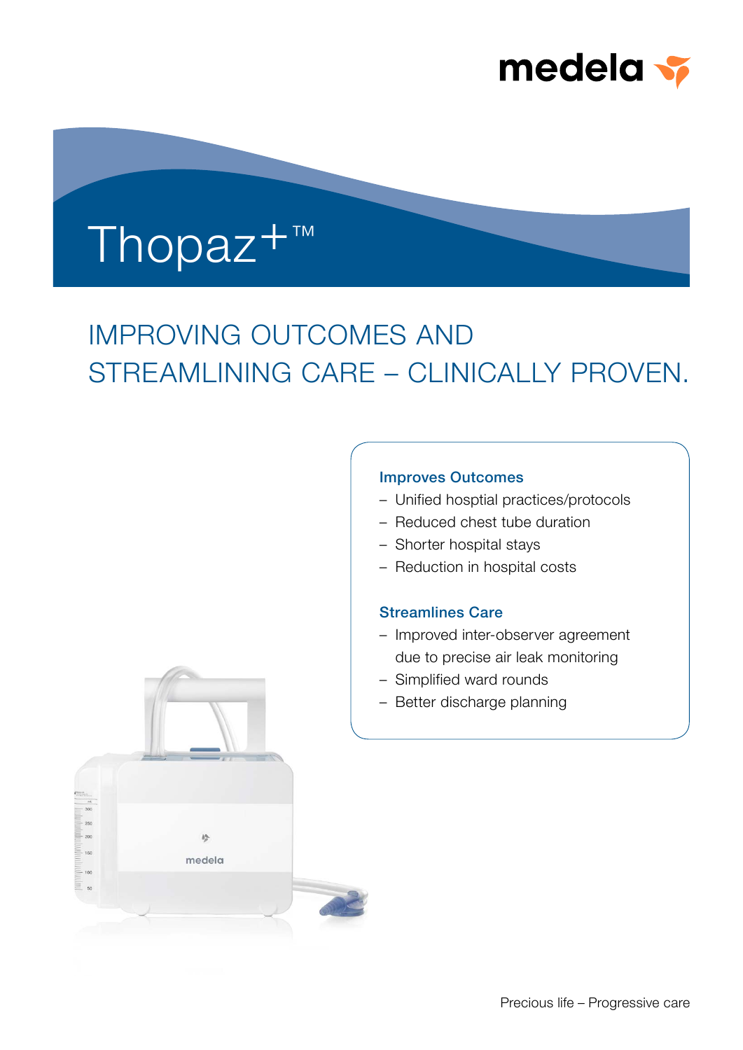medela

# Thopaz+™

## IMPROVING OUTCOMES AND STREAMLINING CARE – CLINICALLY PROVEN.

### Improves Outcomes

- Unified hosptial practices/protocols
- Reduced chest tube duration
- Shorter hospital stays
- Reduction in hospital costs

### Streamlines Care

- Improved inter-observer agreement due to precise air leak monitoring
- Simplified ward rounds
- Better discharge planning

Precious life – Progressive care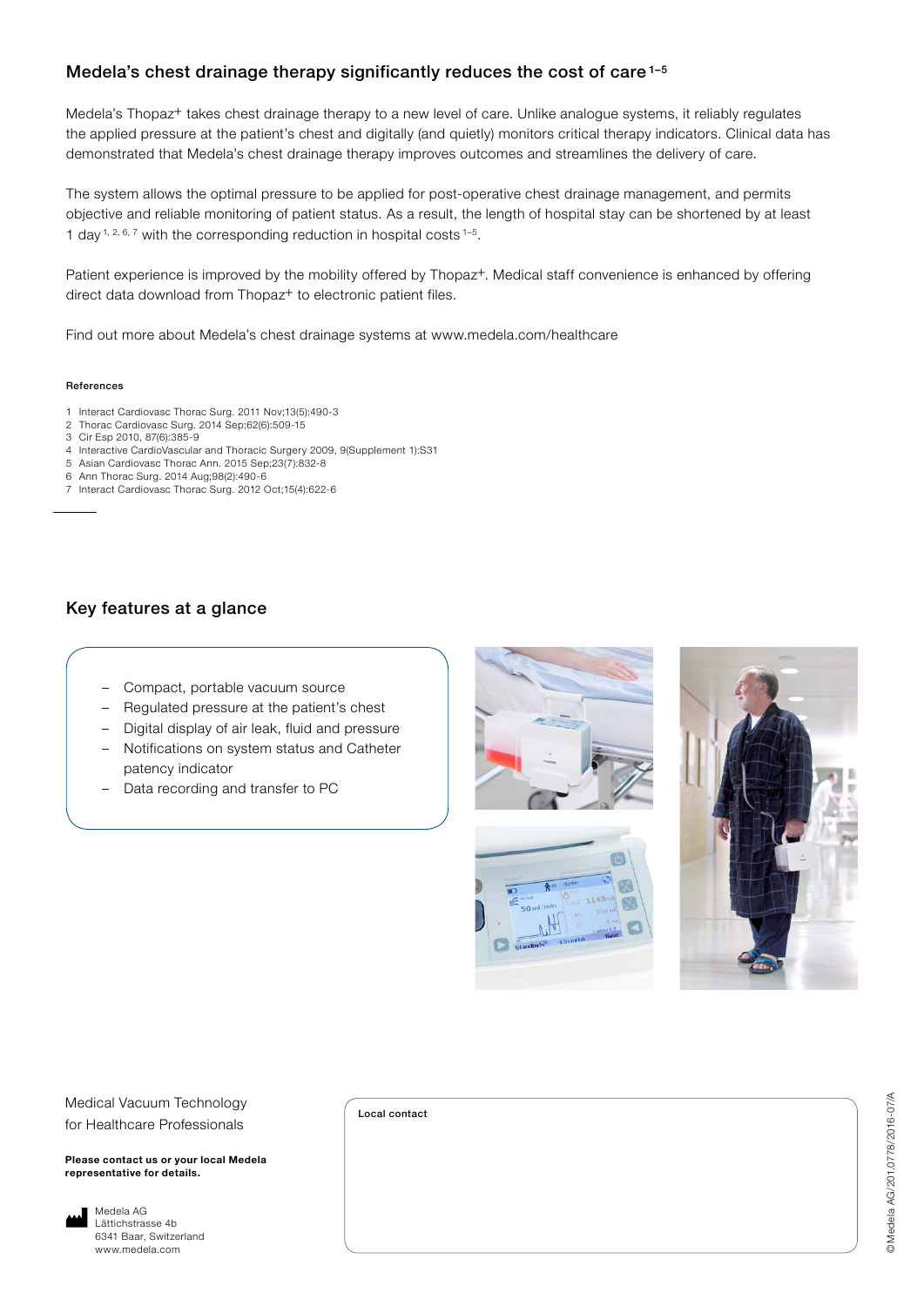## Medela's chest drainage therapy significantly reduces the cost of care[1–5]

Medela's Thopaz+ takes chest drainage therapy to a new level of care. Unlike analogue systems, it reliably regulates the applied pressure at the patient's chest and digitally (and quietly) monitors critical therapy indicators. Clinical data has demonstrated that Medela's chest drainage therapy improves outcomes and streamlines the delivery of care.

The system allows the optimal pressure to be applied for post-operative chest drainage management, and permits objective and reliable monitoring of patient status. As a result, the length of hospital stay can be shortened by at least 1 day[1, 2, 6, 7] with the corresponding reduction in hospital costs[1–5].

Patient experience is improved by the mobility offered by Thopaz+. Medical staff convenience is enhanced by offering direct data download from Thopaz+ to electronic patient files.

Find out more about Medela's chest drainage systems at www.medela.com/healthcare

**References**

1 Interact Cardiovasc Thorac Surg. 2011 Nov;13(5):490-3
2 Thorac Cardiovasc Surg. 2014 Sep;62(6):509-15
3 Cir Esp 2010, 87(6):385-9
4 Interactive CardioVascular and Thoracic Surgery 2009, 9(Supplement 1):S31
5 Asian Cardiovasc Thorac Ann. 2015 Sep;23(7):832-8
6 Ann Thorac Surg. 2014 Aug;98(2):490-6
7 Interact Cardiovasc Thorac Surg. 2012 Oct;15(4):622-6

## Key features at a glance

- Compact, portable vacuum source
- Regulated pressure at the patient's chest
- Digital display of air leak, fluid and pressure
- Notifications on system status and Catheter patency indicator
- Data recording and transfer to PC

Medical Vacuum Technology
for Healthcare Professionals

**Please contact us or your local Medela representative for details.**

Medela AG
Lättichstrasse 4b
6341 Baar, Switzerland
www.medela.com

**Local contact**

© Medela AG/201.0778/2016-07/A